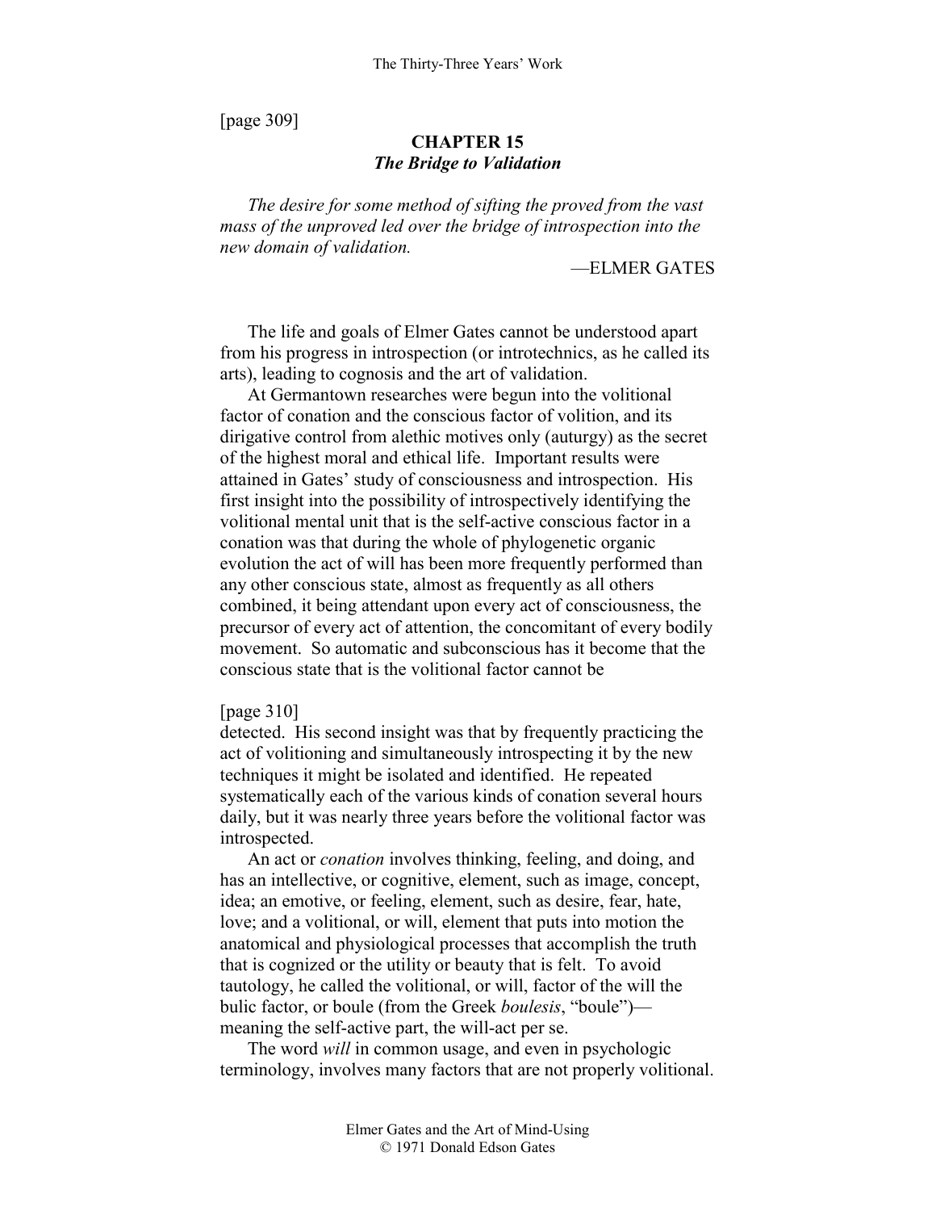[page 309]

# CHAPTER 15
## *The Bridge to Validation*

*The desire for some method of sifting the proved from the vast mass of the unproved led over the bridge of introspection into the new domain of validation.*

—ELMER GATES

The life and goals of Elmer Gates cannot be understood apart from his progress in introspection (or introtechnics, as he called its arts), leading to cognosis and the art of validation.

At Germantown researches were begun into the volitional factor of conation and the conscious factor of volition, and its dirigative control from alethic motives only (auturgy) as the secret of the highest moral and ethical life. Important results were attained in Gates' study of consciousness and introspection. His first insight into the possibility of introspectively identifying the volitional mental unit that is the self-active conscious factor in a conation was that during the whole of phylogenetic organic evolution the act of will has been more frequently performed than any other conscious state, almost as frequently as all others combined, it being attendant upon every act of consciousness, the precursor of every act of attention, the concomitant of every bodily movement. So automatic and subconscious has it become that the conscious state that is the volitional factor cannot be

[page 310]

detected. His second insight was that by frequently practicing the act of volitioning and simultaneously introspecting it by the new techniques it might be isolated and identified. He repeated systematically each of the various kinds of conation several hours daily, but it was nearly three years before the volitional factor was introspected.

An act or *conation* involves thinking, feeling, and doing, and has an intellective, or cognitive, element, such as image, concept, idea; an emotive, or feeling, element, such as desire, fear, hate, love; and a volitional, or will, element that puts into motion the anatomical and physiological processes that accomplish the truth that is cognized or the utility or beauty that is felt. To avoid tautology, he called the volitional, or will, factor of the will the bulic factor, or boule (from the Greek *boulesis*, "boule")—meaning the self-active part, the will-act per se.

The word *will* in common usage, and even in psychologic terminology, involves many factors that are not properly volitional.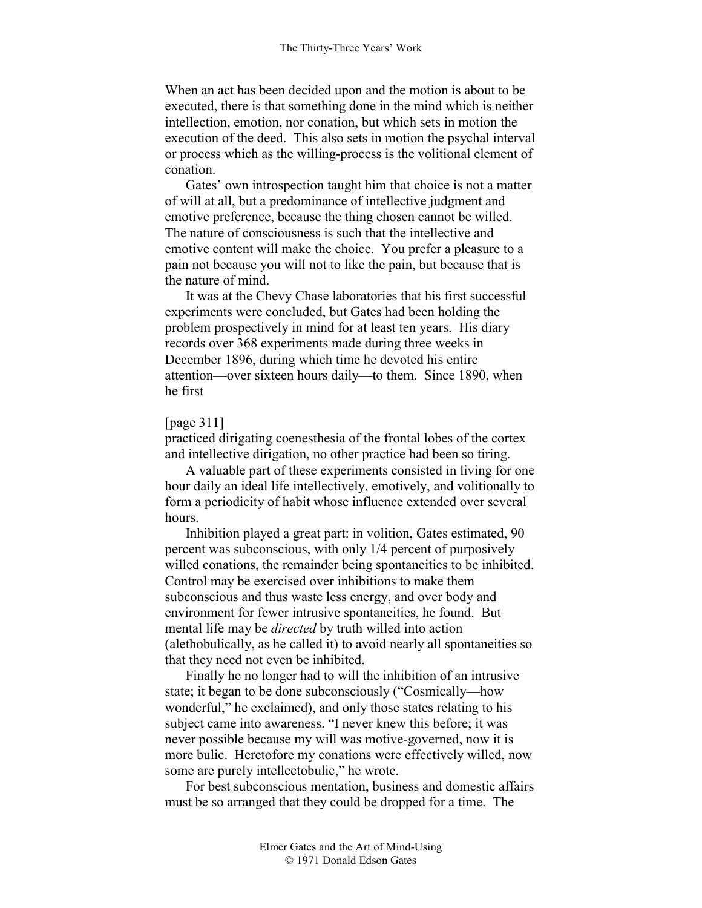When an act has been decided upon and the motion is about to be executed, there is that something done in the mind which is neither intellection, emotion, nor conation, but which sets in motion the execution of the deed. This also sets in motion the psychal interval or process which as the willing-process is the volitional element of conation.

Gates' own introspection taught him that choice is not a matter of will at all, but a predominance of intellective judgment and emotive preference, because the thing chosen cannot be willed. The nature of consciousness is such that the intellective and emotive content will make the choice. You prefer a pleasure to a pain not because you will not to like the pain, but because that is the nature of mind.

It was at the Chevy Chase laboratories that his first successful experiments were concluded, but Gates had been holding the problem prospectively in mind for at least ten years. His diary records over 368 experiments made during three weeks in December 1896, during which time he devoted his entire attention—over sixteen hours daily—to them. Since 1890, when he first

[page 311]
practiced dirigating coenesthesia of the frontal lobes of the cortex and intellective dirigation, no other practice had been so tiring.

A valuable part of these experiments consisted in living for one hour daily an ideal life intellectively, emotively, and volitionally to form a periodicity of habit whose influence extended over several hours.

Inhibition played a great part: in volition, Gates estimated, 90 percent was subconscious, with only 1/4 percent of purposively willed conations, the remainder being spontaneities to be inhibited. Control may be exercised over inhibitions to make them subconscious and thus waste less energy, and over body and environment for fewer intrusive spontaneities, he found. But mental life may be *directed* by truth willed into action (alethobulically, as he called it) to avoid nearly all spontaneities so that they need not even be inhibited.

Finally he no longer had to will the inhibition of an intrusive state; it began to be done subconsciously ("Cosmically—how wonderful," he exclaimed), and only those states relating to his subject came into awareness. "I never knew this before; it was never possible because my will was motive-governed, now it is more bulic. Heretofore my conations were effectively willed, now some are purely intellectobulic," he wrote.

For best subconscious mentation, business and domestic affairs must be so arranged that they could be dropped for a time. The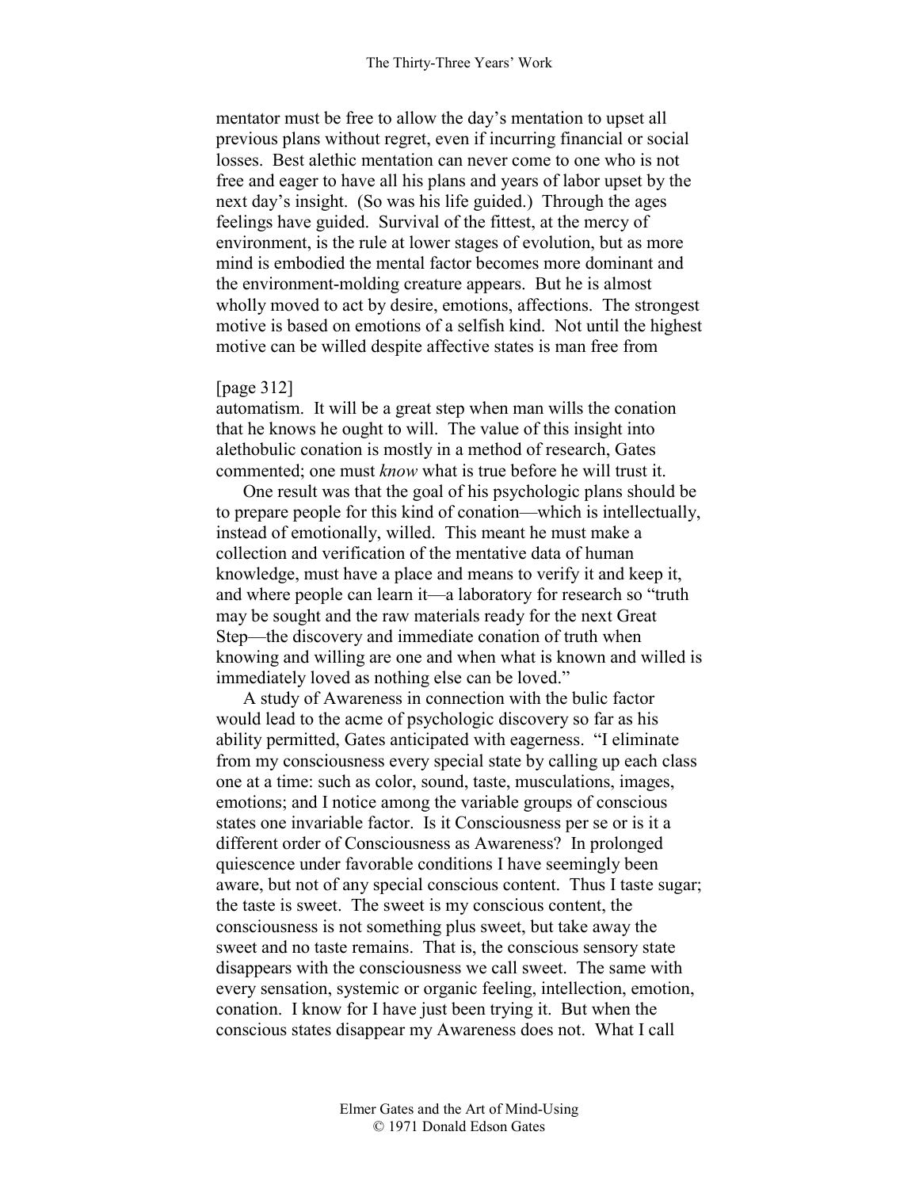mentator must be free to allow the day's mentation to upset all previous plans without regret, even if incurring financial or social losses. Best alethic mentation can never come to one who is not free and eager to have all his plans and years of labor upset by the next day's insight. (So was his life guided.) Through the ages feelings have guided. Survival of the fittest, at the mercy of environment, is the rule at lower stages of evolution, but as more mind is embodied the mental factor becomes more dominant and the environment-molding creature appears. But he is almost wholly moved to act by desire, emotions, affections. The strongest motive is based on emotions of a selfish kind. Not until the highest motive can be willed despite affective states is man free from

[page 312]

automatism. It will be a great step when man wills the conation that he knows he ought to will. The value of this insight into alethobulic conation is mostly in a method of research, Gates commented; one must *know* what is true before he will trust it.

One result was that the goal of his psychologic plans should be to prepare people for this kind of conation—which is intellectually, instead of emotionally, willed. This meant he must make a collection and verification of the mentative data of human knowledge, must have a place and means to verify it and keep it, and where people can learn it—a laboratory for research so "truth may be sought and the raw materials ready for the next Great Step—the discovery and immediate conation of truth when knowing and willing are one and when what is known and willed is immediately loved as nothing else can be loved."

A study of Awareness in connection with the bulic factor would lead to the acme of psychologic discovery so far as his ability permitted, Gates anticipated with eagerness. "I eliminate from my consciousness every special state by calling up each class one at a time: such as color, sound, taste, musculations, images, emotions; and I notice among the variable groups of conscious states one invariable factor. Is it Consciousness per se or is it a different order of Consciousness as Awareness? In prolonged quiescence under favorable conditions I have seemingly been aware, but not of any special conscious content. Thus I taste sugar; the taste is sweet. The sweet is my conscious content, the consciousness is not something plus sweet, but take away the sweet and no taste remains. That is, the conscious sensory state disappears with the consciousness we call sweet. The same with every sensation, systemic or organic feeling, intellection, emotion, conation. I know for I have just been trying it. But when the conscious states disappear my Awareness does not. What I call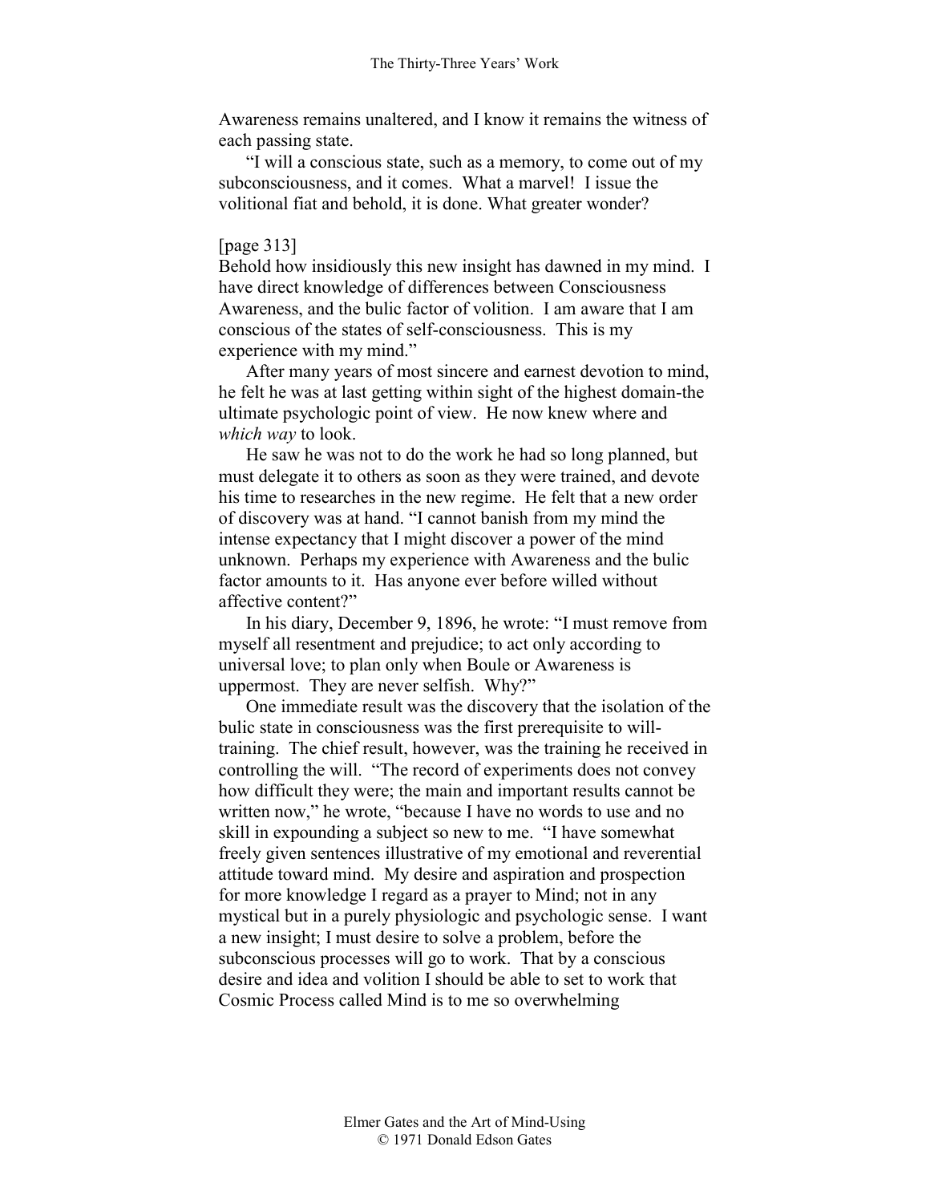Awareness remains unaltered, and I know it remains the witness of each passing state.

"I will a conscious state, such as a memory, to come out of my subconsciousness, and it comes. What a marvel! I issue the volitional fiat and behold, it is done. What greater wonder?

[page 313]

Behold how insidiously this new insight has dawned in my mind. I have direct knowledge of differences between Consciousness Awareness, and the bulic factor of volition. I am aware that I am conscious of the states of self-consciousness. This is my experience with my mind."

After many years of most sincere and earnest devotion to mind, he felt he was at last getting within sight of the highest domain-the ultimate psychologic point of view. He now knew where and *which way* to look.

He saw he was not to do the work he had so long planned, but must delegate it to others as soon as they were trained, and devote his time to researches in the new regime. He felt that a new order of discovery was at hand. "I cannot banish from my mind the intense expectancy that I might discover a power of the mind unknown. Perhaps my experience with Awareness and the bulic factor amounts to it. Has anyone ever before willed without affective content?"

In his diary, December 9, 1896, he wrote: "I must remove from myself all resentment and prejudice; to act only according to universal love; to plan only when Boule or Awareness is uppermost. They are never selfish. Why?"

One immediate result was the discovery that the isolation of the bulic state in consciousness was the first prerequisite to will-training. The chief result, however, was the training he received in controlling the will. "The record of experiments does not convey how difficult they were; the main and important results cannot be written now," he wrote, "because I have no words to use and no skill in expounding a subject so new to me. "I have somewhat freely given sentences illustrative of my emotional and reverential attitude toward mind. My desire and aspiration and prospection for more knowledge I regard as a prayer to Mind; not in any mystical but in a purely physiologic and psychologic sense. I want a new insight; I must desire to solve a problem, before the subconscious processes will go to work. That by a conscious desire and idea and volition I should be able to set to work that Cosmic Process called Mind is to me so overwhelming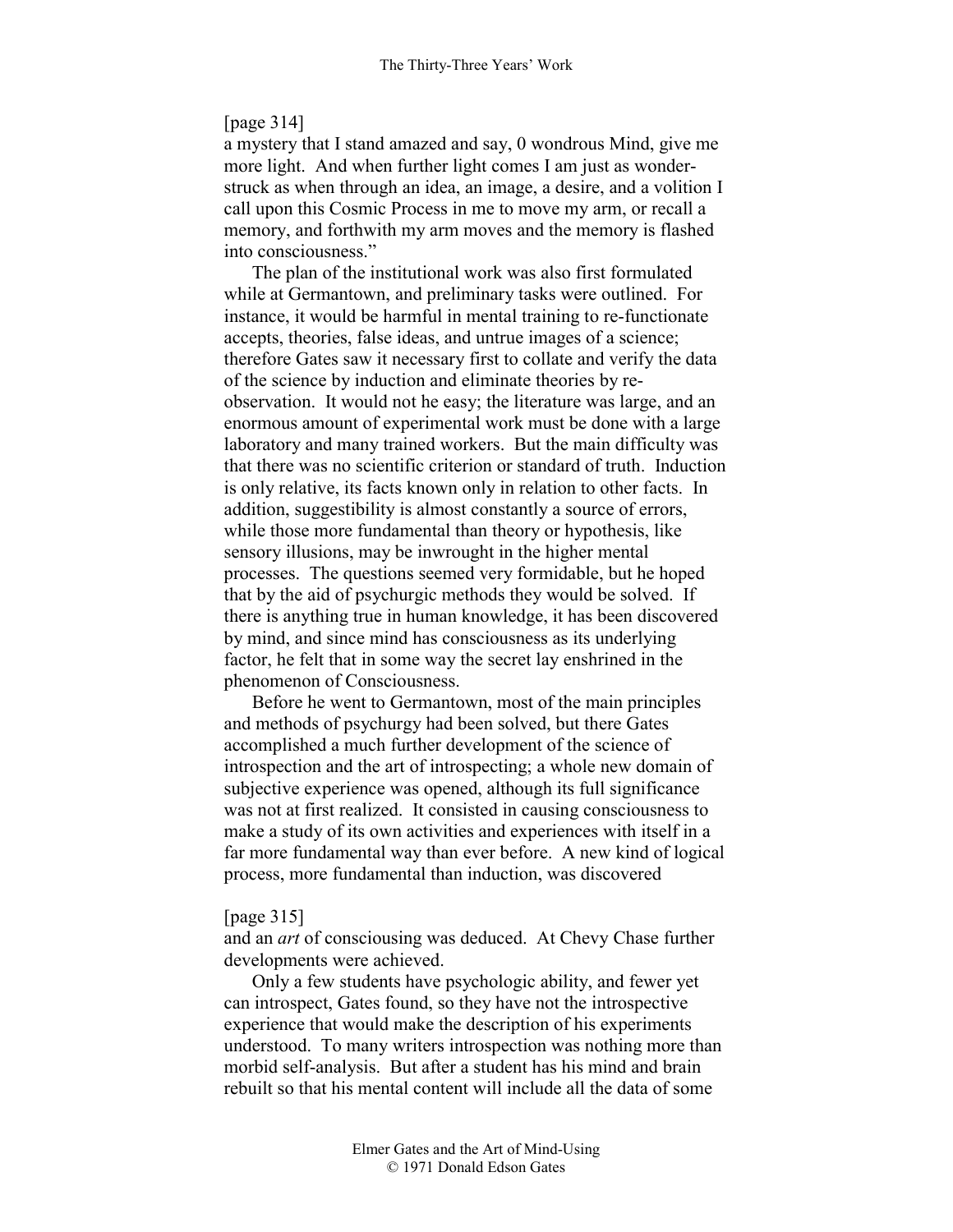[page 314]

a mystery that I stand amazed and say, 0 wondrous Mind, give me more light. And when further light comes I am just as wonder-struck as when through an idea, an image, a desire, and a volition I call upon this Cosmic Process in me to move my arm, or recall a memory, and forthwith my arm moves and the memory is flashed into consciousness."

The plan of the institutional work was also first formulated while at Germantown, and preliminary tasks were outlined. For instance, it would be harmful in mental training to re-functionate accepts, theories, false ideas, and untrue images of a science; therefore Gates saw it necessary first to collate and verify the data of the science by induction and eliminate theories by re-observation. It would not he easy; the literature was large, and an enormous amount of experimental work must be done with a large laboratory and many trained workers. But the main difficulty was that there was no scientific criterion or standard of truth. Induction is only relative, its facts known only in relation to other facts. In addition, suggestibility is almost constantly a source of errors, while those more fundamental than theory or hypothesis, like sensory illusions, may be inwrought in the higher mental processes. The questions seemed very formidable, but he hoped that by the aid of psychurgic methods they would be solved. If there is anything true in human knowledge, it has been discovered by mind, and since mind has consciousness as its underlying factor, he felt that in some way the secret lay enshrined in the phenomenon of Consciousness.

Before he went to Germantown, most of the main principles and methods of psychurgy had been solved, but there Gates accomplished a much further development of the science of introspection and the art of introspecting; a whole new domain of subjective experience was opened, although its full significance was not at first realized. It consisted in causing consciousness to make a study of its own activities and experiences with itself in a far more fundamental way than ever before. A new kind of logical process, more fundamental than induction, was discovered

[page 315]

and an *art* of consciousing was deduced. At Chevy Chase further developments were achieved.

Only a few students have psychologic ability, and fewer yet can introspect, Gates found, so they have not the introspective experience that would make the description of his experiments understood. To many writers introspection was nothing more than morbid self-analysis. But after a student has his mind and brain rebuilt so that his mental content will include all the data of some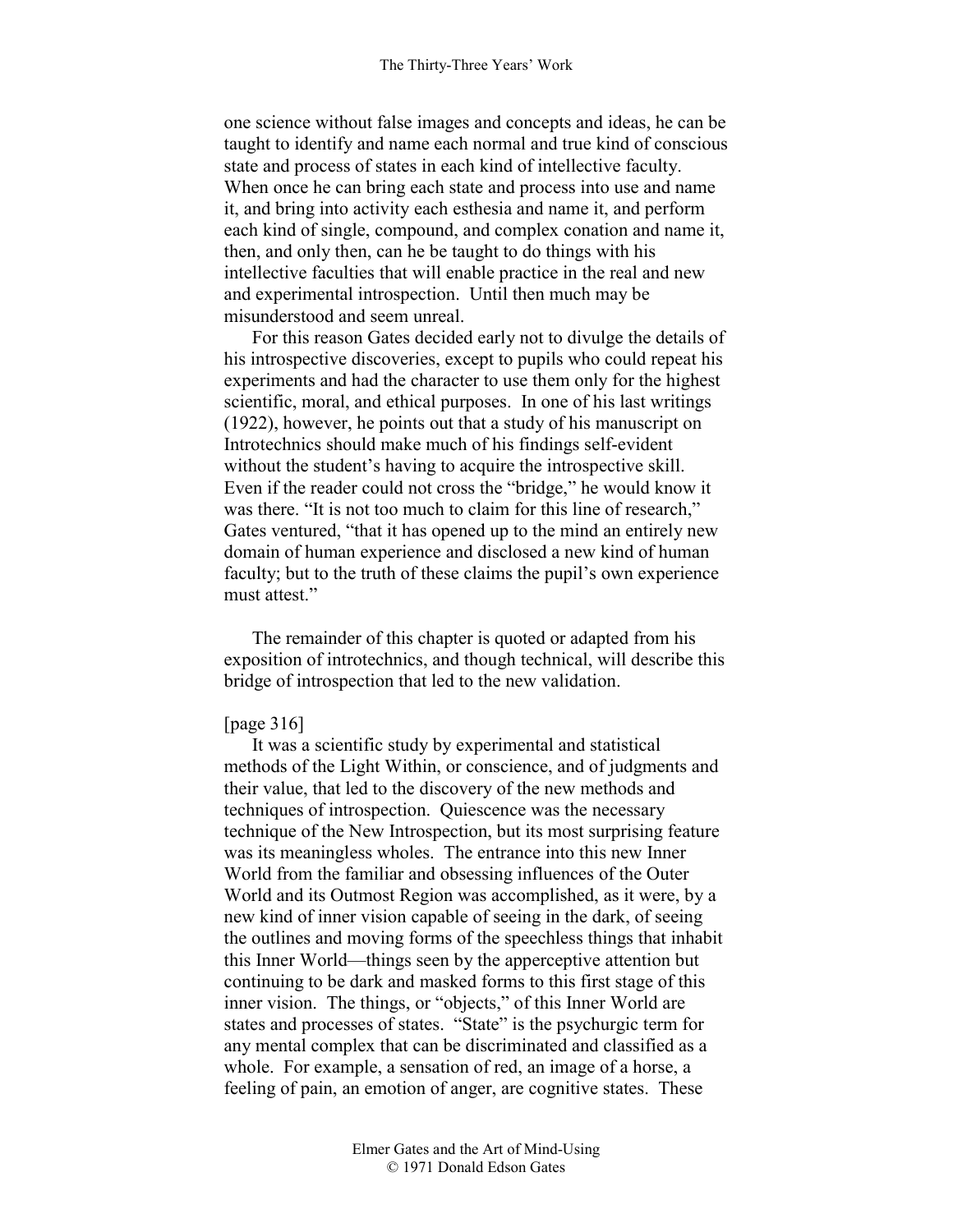one science without false images and concepts and ideas, he can be taught to identify and name each normal and true kind of conscious state and process of states in each kind of intellective faculty. When once he can bring each state and process into use and name it, and bring into activity each esthesia and name it, and perform each kind of single, compound, and complex conation and name it, then, and only then, can he be taught to do things with his intellective faculties that will enable practice in the real and new and experimental introspection. Until then much may be misunderstood and seem unreal.

For this reason Gates decided early not to divulge the details of his introspective discoveries, except to pupils who could repeat his experiments and had the character to use them only for the highest scientific, moral, and ethical purposes. In one of his last writings (1922), however, he points out that a study of his manuscript on Introtechnics should make much of his findings self-evident without the student's having to acquire the introspective skill. Even if the reader could not cross the "bridge," he would know it was there. "It is not too much to claim for this line of research," Gates ventured, "that it has opened up to the mind an entirely new domain of human experience and disclosed a new kind of human faculty; but to the truth of these claims the pupil's own experience must attest."

The remainder of this chapter is quoted or adapted from his exposition of introtechnics, and though technical, will describe this bridge of introspection that led to the new validation.

[page 316]

It was a scientific study by experimental and statistical methods of the Light Within, or conscience, and of judgments and their value, that led to the discovery of the new methods and techniques of introspection. Quiescence was the necessary technique of the New Introspection, but its most surprising feature was its meaningless wholes. The entrance into this new Inner World from the familiar and obsessing influences of the Outer World and its Outmost Region was accomplished, as it were, by a new kind of inner vision capable of seeing in the dark, of seeing the outlines and moving forms of the speechless things that inhabit this Inner World—things seen by the apperceptive attention but continuing to be dark and masked forms to this first stage of this inner vision. The things, or "objects," of this Inner World are states and processes of states. "State" is the psychurgic term for any mental complex that can be discriminated and classified as a whole. For example, a sensation of red, an image of a horse, a feeling of pain, an emotion of anger, are cognitive states. These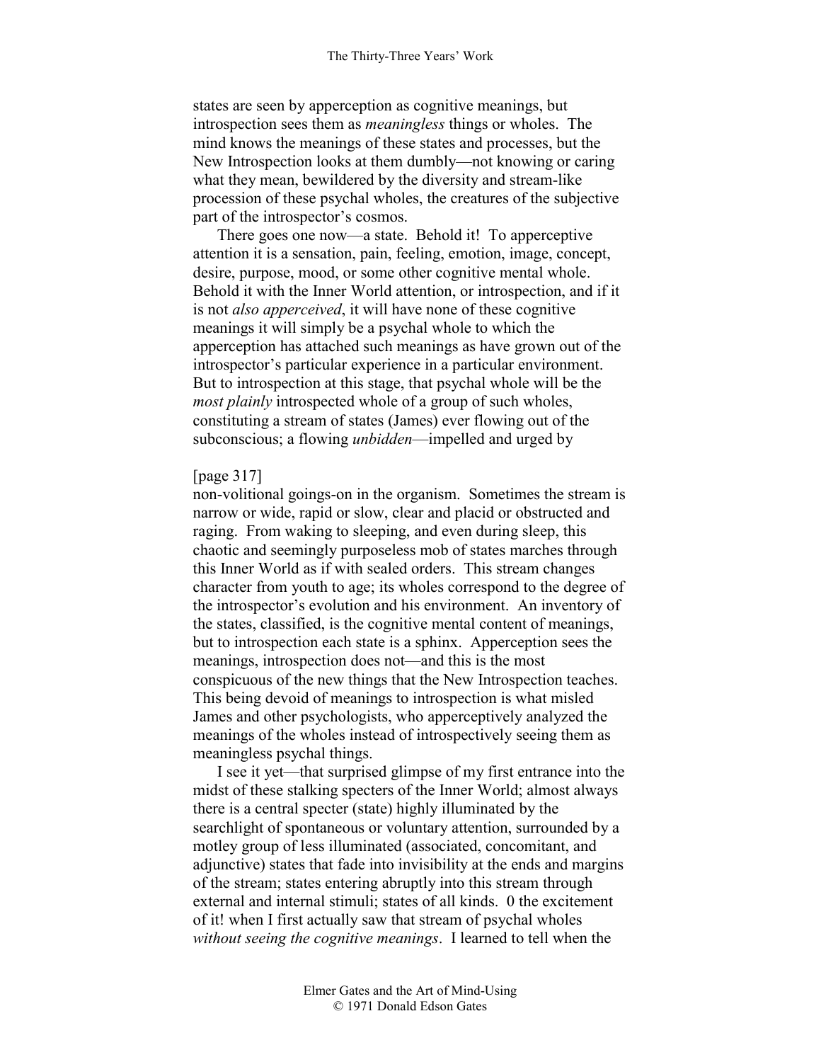states are seen by apperception as cognitive meanings, but introspection sees them as *meaningless* things or wholes. The mind knows the meanings of these states and processes, but the New Introspection looks at them dumbly—not knowing or caring what they mean, bewildered by the diversity and stream-like procession of these psychal wholes, the creatures of the subjective part of the introspector's cosmos.

There goes one now—a state. Behold it! To apperceptive attention it is a sensation, pain, feeling, emotion, image, concept, desire, purpose, mood, or some other cognitive mental whole. Behold it with the Inner World attention, or introspection, and if it is not *also apperceived*, it will have none of these cognitive meanings it will simply be a psychal whole to which the apperception has attached such meanings as have grown out of the introspector's particular experience in a particular environment. But to introspection at this stage, that psychal whole will be the *most plainly* introspected whole of a group of such wholes, constituting a stream of states (James) ever flowing out of the subconscious; a flowing *unbidden*—impelled and urged by

[page 317]
non-volitional goings-on in the organism. Sometimes the stream is narrow or wide, rapid or slow, clear and placid or obstructed and raging. From waking to sleeping, and even during sleep, this chaotic and seemingly purposeless mob of states marches through this Inner World as if with sealed orders. This stream changes character from youth to age; its wholes correspond to the degree of the introspector's evolution and his environment. An inventory of the states, classified, is the cognitive mental content of meanings, but to introspection each state is a sphinx. Apperception sees the meanings, introspection does not—and this is the most conspicuous of the new things that the New Introspection teaches. This being devoid of meanings to introspection is what misled James and other psychologists, who apperceptively analyzed the meanings of the wholes instead of introspectively seeing them as meaningless psychal things.

I see it yet—that surprised glimpse of my first entrance into the midst of these stalking specters of the Inner World; almost always there is a central specter (state) highly illuminated by the searchlight of spontaneous or voluntary attention, surrounded by a motley group of less illuminated (associated, concomitant, and adjunctive) states that fade into invisibility at the ends and margins of the stream; states entering abruptly into this stream through external and internal stimuli; states of all kinds. 0 the excitement of it! when I first actually saw that stream of psychal wholes *without seeing the cognitive meanings*. I learned to tell when the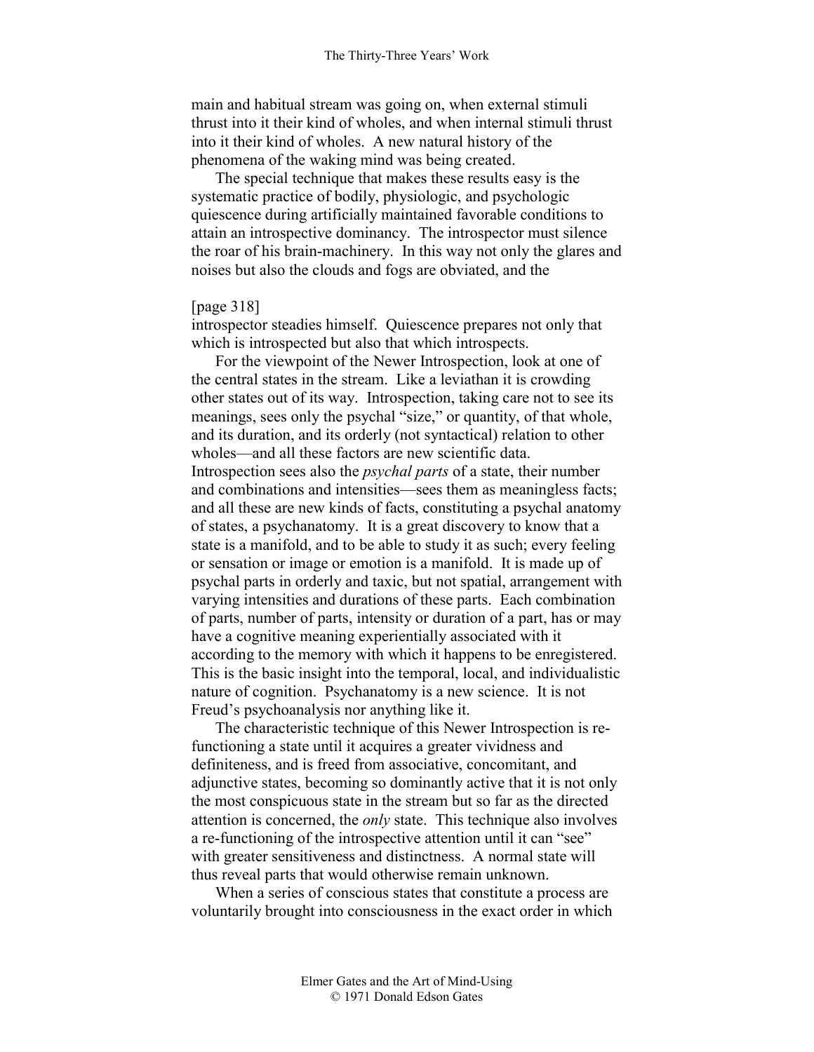main and habitual stream was going on, when external stimuli thrust into it their kind of wholes, and when internal stimuli thrust into it their kind of wholes. A new natural history of the phenomena of the waking mind was being created.

The special technique that makes these results easy is the systematic practice of bodily, physiologic, and psychologic quiescence during artificially maintained favorable conditions to attain an introspective dominancy. The introspector must silence the roar of his brain-machinery. In this way not only the glares and noises but also the clouds and fogs are obviated, and the

[page 318]

introspector steadies himself. Quiescence prepares not only that which is introspected but also that which introspects.

For the viewpoint of the Newer Introspection, look at one of the central states in the stream. Like a leviathan it is crowding other states out of its way. Introspection, taking care not to see its meanings, sees only the psychal "size," or quantity, of that whole, and its duration, and its orderly (not syntactical) relation to other wholes—and all these factors are new scientific data. Introspection sees also the *psychal parts* of a state, their number and combinations and intensities—sees them as meaningless facts; and all these are new kinds of facts, constituting a psychal anatomy of states, a psychanatomy. It is a great discovery to know that a state is a manifold, and to be able to study it as such; every feeling or sensation or image or emotion is a manifold. It is made up of psychal parts in orderly and taxic, but not spatial, arrangement with varying intensities and durations of these parts. Each combination of parts, number of parts, intensity or duration of a part, has or may have a cognitive meaning experientially associated with it according to the memory with which it happens to be enregistered. This is the basic insight into the temporal, local, and individualistic nature of cognition. Psychanatomy is a new science. It is not Freud's psychoanalysis nor anything like it.

The characteristic technique of this Newer Introspection is re-functioning a state until it acquires a greater vividness and definiteness, and is freed from associative, concomitant, and adjunctive states, becoming so dominantly active that it is not only the most conspicuous state in the stream but so far as the directed attention is concerned, the *only* state. This technique also involves a re-functioning of the introspective attention until it can "see" with greater sensitiveness and distinctness. A normal state will thus reveal parts that would otherwise remain unknown.

When a series of conscious states that constitute a process are voluntarily brought into consciousness in the exact order in which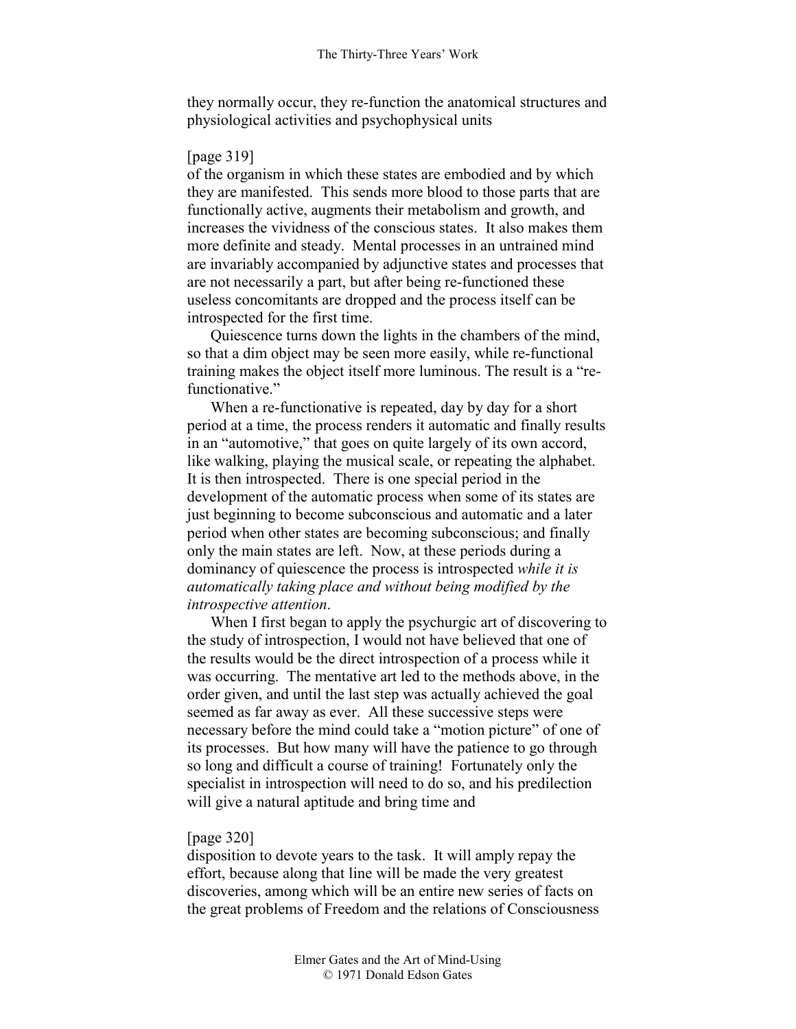they normally occur, they re-function the anatomical structures and physiological activities and psychophysical units

[page 319]
of the organism in which these states are embodied and by which they are manifested. This sends more blood to those parts that are functionally active, augments their metabolism and growth, and increases the vividness of the conscious states. It also makes them more definite and steady. Mental processes in an untrained mind are invariably accompanied by adjunctive states and processes that are not necessarily a part, but after being re-functioned these useless concomitants are dropped and the process itself can be introspected for the first time.

Quiescence turns down the lights in the chambers of the mind, so that a dim object may be seen more easily, while re-functional training makes the object itself more luminous. The result is a "re-functionative."

When a re-functionative is repeated, day by day for a short period at a time, the process renders it automatic and finally results in an "automotive," that goes on quite largely of its own accord, like walking, playing the musical scale, or repeating the alphabet. It is then introspected. There is one special period in the development of the automatic process when some of its states are just beginning to become subconscious and automatic and a later period when other states are becoming subconscious; and finally only the main states are left. Now, at these periods during a dominancy of quiescence the process is introspected *while it is automatically taking place and without being modified by the introspective attention*.

When I first began to apply the psychurgic art of discovering to the study of introspection, I would not have believed that one of the results would be the direct introspection of a process while it was occurring. The mentative art led to the methods above, in the order given, and until the last step was actually achieved the goal seemed as far away as ever. All these successive steps were necessary before the mind could take a "motion picture" of one of its processes. But how many will have the patience to go through so long and difficult a course of training! Fortunately only the specialist in introspection will need to do so, and his predilection will give a natural aptitude and bring time and

[page 320]
disposition to devote years to the task. It will amply repay the effort, because along that line will be made the very greatest discoveries, among which will be an entire new series of facts on the great problems of Freedom and the relations of Consciousness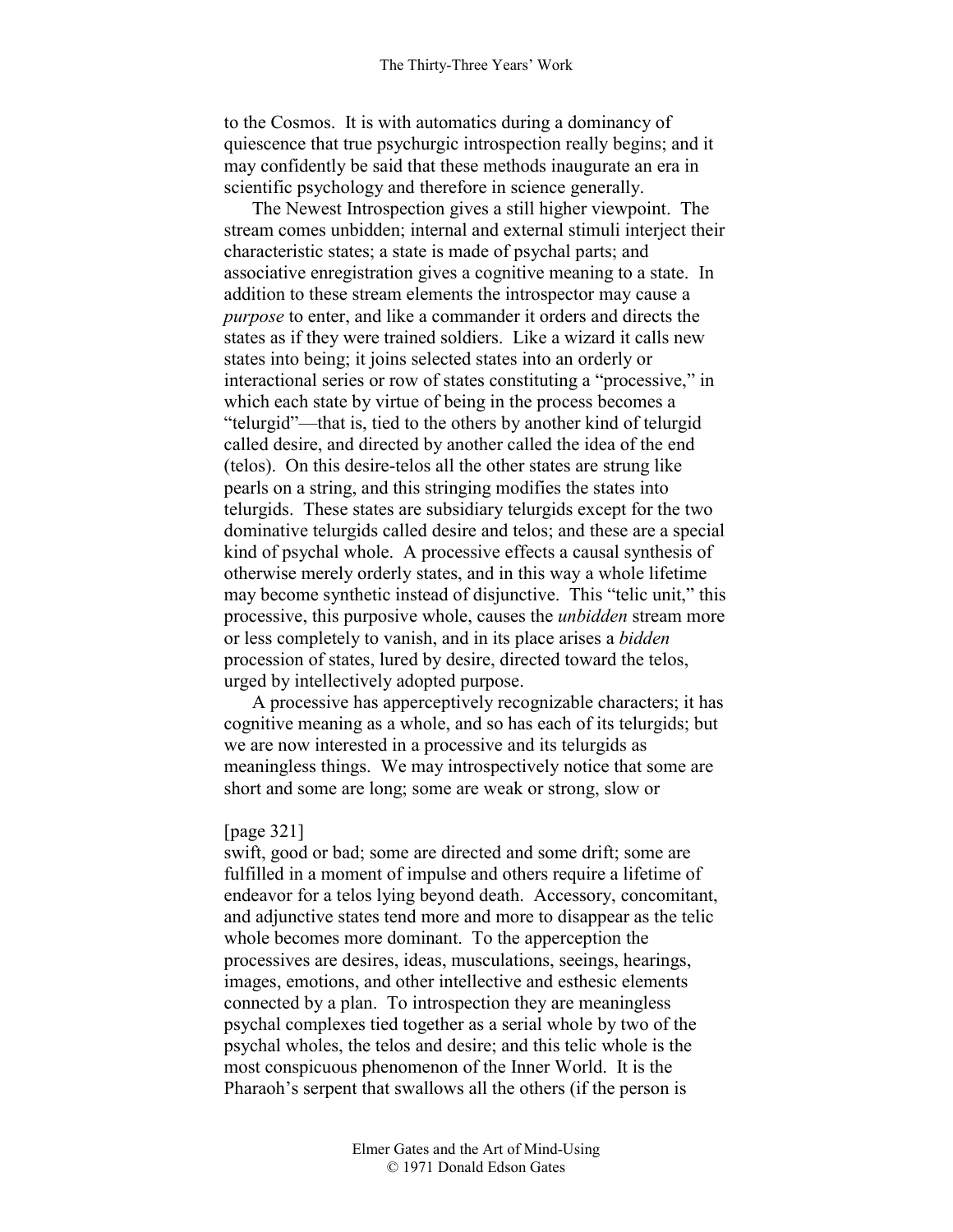to the Cosmos. It is with automatics during a dominancy of quiescence that true psychurgic introspection really begins; and it may confidently be said that these methods inaugurate an era in scientific psychology and therefore in science generally.

The Newest Introspection gives a still higher viewpoint. The stream comes unbidden; internal and external stimuli interject their characteristic states; a state is made of psychal parts; and associative enregistration gives a cognitive meaning to a state. In addition to these stream elements the introspector may cause a *purpose* to enter, and like a commander it orders and directs the states as if they were trained soldiers. Like a wizard it calls new states into being; it joins selected states into an orderly or interactional series or row of states constituting a "processive," in which each state by virtue of being in the process becomes a "telurgid"—that is, tied to the others by another kind of telurgid called desire, and directed by another called the idea of the end (telos). On this desire-telos all the other states are strung like pearls on a string, and this stringing modifies the states into telurgids. These states are subsidiary telurgids except for the two dominative telurgids called desire and telos; and these are a special kind of psychal whole. A processive effects a causal synthesis of otherwise merely orderly states, and in this way a whole lifetime may become synthetic instead of disjunctive. This "telic unit," this processive, this purposive whole, causes the *unbidden* stream more or less completely to vanish, and in its place arises a *bidden* procession of states, lured by desire, directed toward the telos, urged by intellectively adopted purpose.

A processive has apperceptively recognizable characters; it has cognitive meaning as a whole, and so has each of its telurgids; but we are now interested in a processive and its telurgids as meaningless things. We may introspectively notice that some are short and some are long; some are weak or strong, slow or

[page 321]
swift, good or bad; some are directed and some drift; some are fulfilled in a moment of impulse and others require a lifetime of endeavor for a telos lying beyond death. Accessory, concomitant, and adjunctive states tend more and more to disappear as the telic whole becomes more dominant. To the apperception the processives are desires, ideas, musculations, seeings, hearings, images, emotions, and other intellective and esthesic elements connected by a plan. To introspection they are meaningless psychal complexes tied together as a serial whole by two of the psychal wholes, the telos and desire; and this telic whole is the most conspicuous phenomenon of the Inner World. It is the Pharaoh's serpent that swallows all the others (if the person is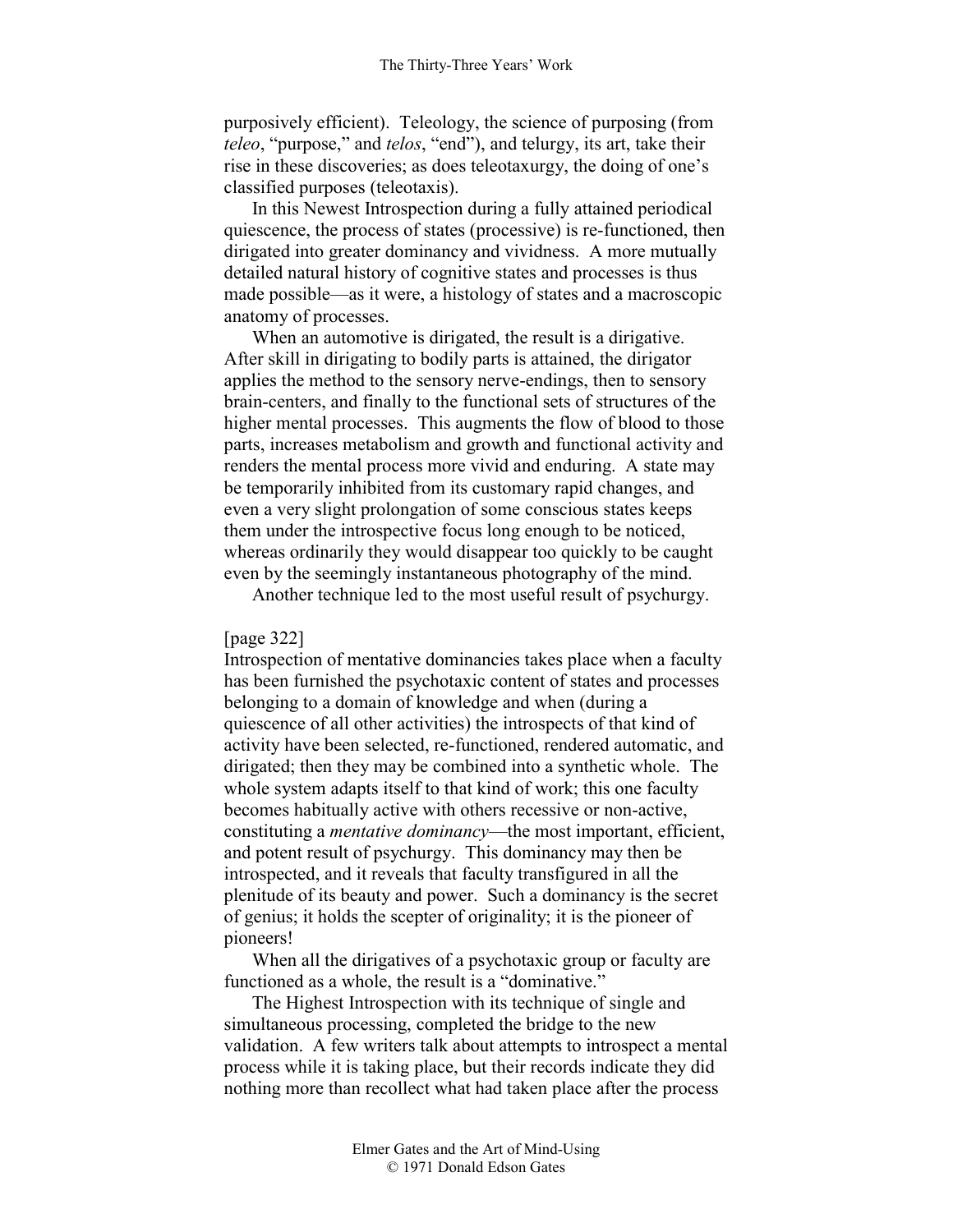purposively efficient). Teleology, the science of purposing (from *teleo*, "purpose," and *telos*, "end"), and telurgy, its art, take their rise in these discoveries; as does teleotaxurgy, the doing of one's classified purposes (teleotaxis).

In this Newest Introspection during a fully attained periodical quiescence, the process of states (processive) is re-functioned, then dirigated into greater dominancy and vividness. A more mutually detailed natural history of cognitive states and processes is thus made possible—as it were, a histology of states and a macroscopic anatomy of processes.

When an automotive is dirigated, the result is a dirigative. After skill in dirigating to bodily parts is attained, the dirigator applies the method to the sensory nerve-endings, then to sensory brain-centers, and finally to the functional sets of structures of the higher mental processes. This augments the flow of blood to those parts, increases metabolism and growth and functional activity and renders the mental process more vivid and enduring. A state may be temporarily inhibited from its customary rapid changes, and even a very slight prolongation of some conscious states keeps them under the introspective focus long enough to be noticed, whereas ordinarily they would disappear too quickly to be caught even by the seemingly instantaneous photography of the mind.

Another technique led to the most useful result of psychurgy.

[page 322]
Introspection of mentative dominancies takes place when a faculty has been furnished the psychotaxic content of states and processes belonging to a domain of knowledge and when (during a quiescence of all other activities) the introspects of that kind of activity have been selected, re-functioned, rendered automatic, and dirigated; then they may be combined into a synthetic whole. The whole system adapts itself to that kind of work; this one faculty becomes habitually active with others recessive or non-active, constituting a *mentative dominancy*—the most important, efficient, and potent result of psychurgy. This dominancy may then be introspected, and it reveals that faculty transfigured in all the plenitude of its beauty and power. Such a dominancy is the secret of genius; it holds the scepter of originality; it is the pioneer of pioneers!

When all the dirigatives of a psychotaxic group or faculty are functioned as a whole, the result is a "dominative."

The Highest Introspection with its technique of single and simultaneous processing, completed the bridge to the new validation. A few writers talk about attempts to introspect a mental process while it is taking place, but their records indicate they did nothing more than recollect what had taken place after the process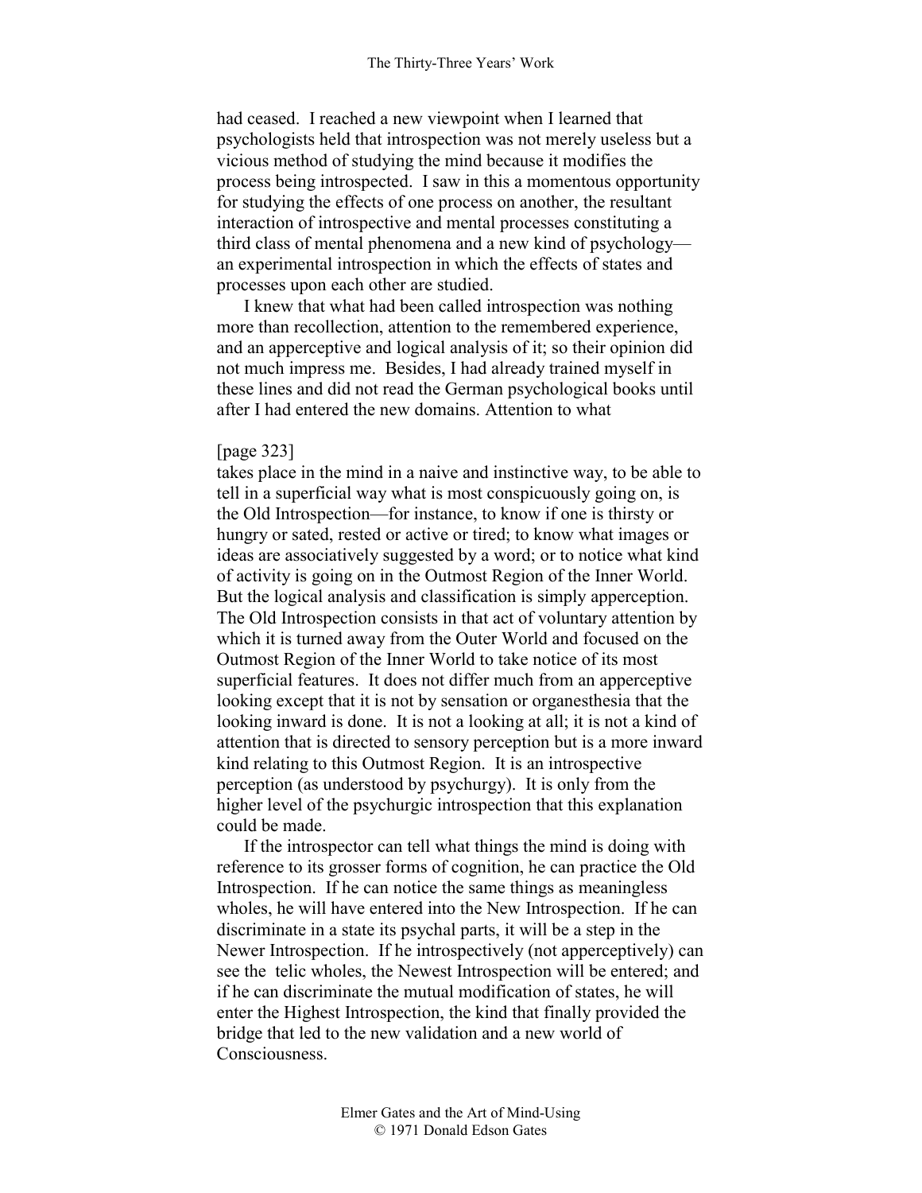had ceased. I reached a new viewpoint when I learned that psychologists held that introspection was not merely useless but a vicious method of studying the mind because it modifies the process being introspected. I saw in this a momentous opportunity for studying the effects of one process on another, the resultant interaction of introspective and mental processes constituting a third class of mental phenomena and a new kind of psychology—an experimental introspection in which the effects of states and processes upon each other are studied.

I knew that what had been called introspection was nothing more than recollection, attention to the remembered experience, and an apperceptive and logical analysis of it; so their opinion did not much impress me. Besides, I had already trained myself in these lines and did not read the German psychological books until after I had entered the new domains. Attention to what

[page 323]

takes place in the mind in a naive and instinctive way, to be able to tell in a superficial way what is most conspicuously going on, is the Old Introspection—for instance, to know if one is thirsty or hungry or sated, rested or active or tired; to know what images or ideas are associatively suggested by a word; or to notice what kind of activity is going on in the Outmost Region of the Inner World. But the logical analysis and classification is simply apperception. The Old Introspection consists in that act of voluntary attention by which it is turned away from the Outer World and focused on the Outmost Region of the Inner World to take notice of its most superficial features. It does not differ much from an apperceptive looking except that it is not by sensation or organesthesia that the looking inward is done. It is not a looking at all; it is not a kind of attention that is directed to sensory perception but is a more inward kind relating to this Outmost Region. It is an introspective perception (as understood by psychurgy). It is only from the higher level of the psychurgic introspection that this explanation could be made.

If the introspector can tell what things the mind is doing with reference to its grosser forms of cognition, he can practice the Old Introspection. If he can notice the same things as meaningless wholes, he will have entered into the New Introspection. If he can discriminate in a state its psychal parts, it will be a step in the Newer Introspection. If he introspectively (not apperceptively) can see the telic wholes, the Newest Introspection will be entered; and if he can discriminate the mutual modification of states, he will enter the Highest Introspection, the kind that finally provided the bridge that led to the new validation and a new world of Consciousness.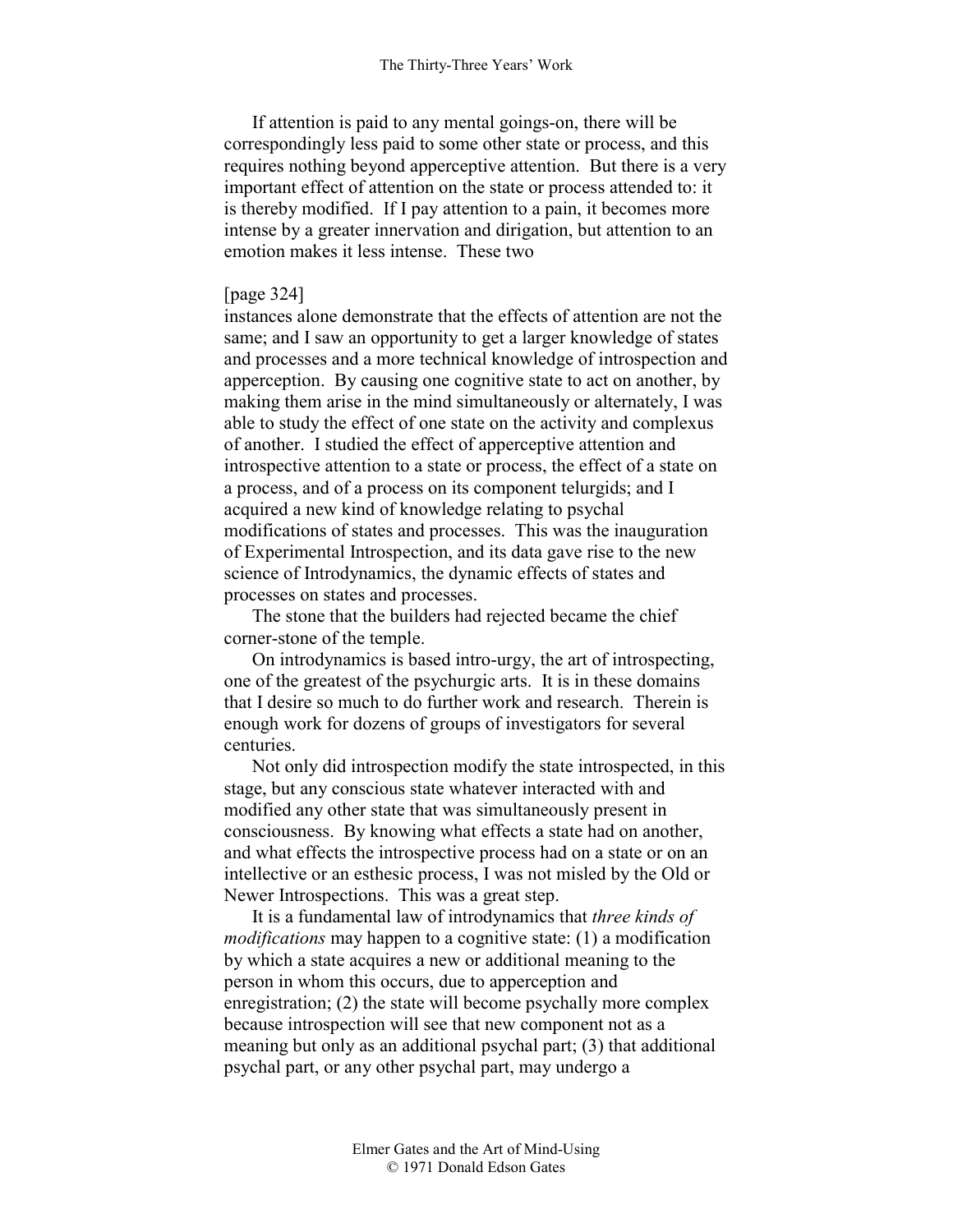If attention is paid to any mental goings-on, there will be correspondingly less paid to some other state or process, and this requires nothing beyond apperceptive attention. But there is a very important effect of attention on the state or process attended to: it is thereby modified. If I pay attention to a pain, it becomes more intense by a greater innervation and dirigation, but attention to an emotion makes it less intense. These two

[page 324]
instances alone demonstrate that the effects of attention are not the same; and I saw an opportunity to get a larger knowledge of states and processes and a more technical knowledge of introspection and apperception. By causing one cognitive state to act on another, by making them arise in the mind simultaneously or alternately, I was able to study the effect of one state on the activity and complexus of another. I studied the effect of apperceptive attention and introspective attention to a state or process, the effect of a state on a process, and of a process on its component telurgids; and I acquired a new kind of knowledge relating to psychal modifications of states and processes. This was the inauguration of Experimental Introspection, and its data gave rise to the new science of Introdynamics, the dynamic effects of states and processes on states and processes.

The stone that the builders had rejected became the chief corner-stone of the temple.

On introdynamics is based intro-urgy, the art of introspecting, one of the greatest of the psychurgic arts. It is in these domains that I desire so much to do further work and research. Therein is enough work for dozens of groups of investigators for several centuries.

Not only did introspection modify the state introspected, in this stage, but any conscious state whatever interacted with and modified any other state that was simultaneously present in consciousness. By knowing what effects a state had on another, and what effects the introspective process had on a state or on an intellective or an esthesic process, I was not misled by the Old or Newer Introspections. This was a great step.

It is a fundamental law of introdynamics that *three kinds of modifications* may happen to a cognitive state: (1) a modification by which a state acquires a new or additional meaning to the person in whom this occurs, due to apperception and enregistration; (2) the state will become psychally more complex because introspection will see that new component not as a meaning but only as an additional psychal part; (3) that additional psychal part, or any other psychal part, may undergo a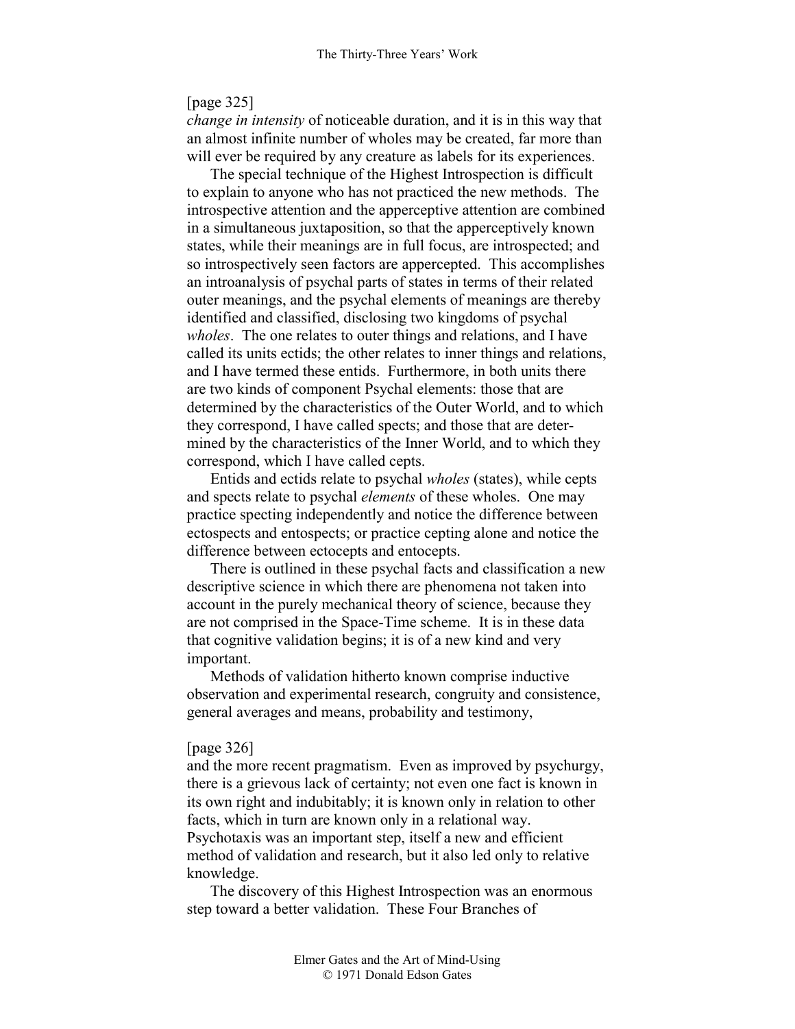[page 325]
*change in intensity* of noticeable duration, and it is in this way that an almost infinite number of wholes may be created, far more than will ever be required by any creature as labels for its experiences.

The special technique of the Highest Introspection is difficult to explain to anyone who has not practiced the new methods. The introspective attention and the apperceptive attention are combined in a simultaneous juxtaposition, so that the apperceptively known states, while their meanings are in full focus, are introspected; and so introspectively seen factors are apperceived. This accomplishes an introanalysis of psychal parts of states in terms of their related outer meanings, and the psychal elements of meanings are thereby identified and classified, disclosing two kingdoms of psychal *wholes*. The one relates to outer things and relations, and I have called its units ectids; the other relates to inner things and relations, and I have termed these entids. Furthermore, in both units there are two kinds of component Psychal elements: those that are determined by the characteristics of the Outer World, and to which they correspond, I have called spects; and those that are determined by the characteristics of the Inner World, and to which they correspond, which I have called cepts.

Entids and ectids relate to psychal *wholes* (states), while cepts and spects relate to psychal *elements* of these wholes. One may practice specting independently and notice the difference between ectospects and entospects; or practice cepting alone and notice the difference between ectocepts and entocepts.

There is outlined in these psychal facts and classification a new descriptive science in which there are phenomena not taken into account in the purely mechanical theory of science, because they are not comprised in the Space-Time scheme. It is in these data that cognitive validation begins; it is of a new kind and very important.

Methods of validation hitherto known comprise inductive observation and experimental research, congruity and consistence, general averages and means, probability and testimony,

[page 326]
and the more recent pragmatism. Even as improved by psychurgy, there is a grievous lack of certainty; not even one fact is known in its own right and indubitably; it is known only in relation to other facts, which in turn are known only in a relational way. Psychotaxis was an important step, itself a new and efficient method of validation and research, but it also led only to relative knowledge.

The discovery of this Highest Introspection was an enormous step toward a better validation. These Four Branches of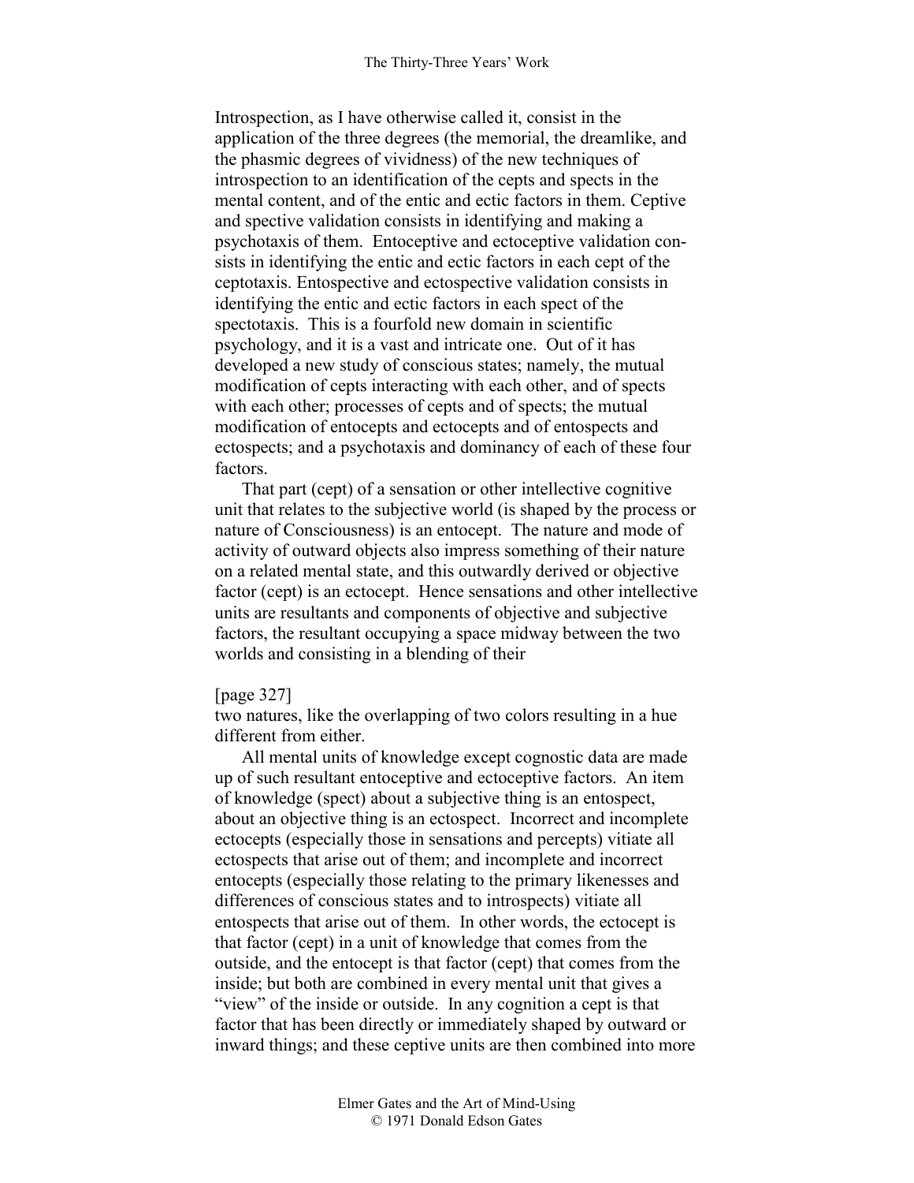Introspection, as I have otherwise called it, consist in the application of the three degrees (the memorial, the dreamlike, and the phasmic degrees of vividness) of the new techniques of introspection to an identification of the cepts and spects in the mental content, and of the entic and ectic factors in them. Ceptive and spective validation consists in identifying and making a psychotaxis of them. Entoceptive and ectoceptive validation consists in identifying the entic and ectic factors in each cept of the ceptotaxis. Entospective and ectospective validation consists in identifying the entic and ectic factors in each spect of the spectotaxis. This is a fourfold new domain in scientific psychology, and it is a vast and intricate one. Out of it has developed a new study of conscious states; namely, the mutual modification of cepts interacting with each other, and of spects with each other; processes of cepts and of spects; the mutual modification of entocepts and ectocepts and of entospects and ectospects; and a psychotaxis and dominancy of each of these four factors.

That part (cept) of a sensation or other intellective cognitive unit that relates to the subjective world (is shaped by the process or nature of Consciousness) is an entocept. The nature and mode of activity of outward objects also impress something of their nature on a related mental state, and this outwardly derived or objective factor (cept) is an ectocept. Hence sensations and other intellective units are resultants and components of objective and subjective factors, the resultant occupying a space midway between the two worlds and consisting in a blending of their

[page 327]

two natures, like the overlapping of two colors resulting in a hue different from either.

All mental units of knowledge except cognostic data are made up of such resultant entoceptive and ectoceptive factors. An item of knowledge (spect) about a subjective thing is an entospect, about an objective thing is an ectospect. Incorrect and incomplete ectocepts (especially those in sensations and percepts) vitiate all ectospects that arise out of them; and incomplete and incorrect entocepts (especially those relating to the primary likenesses and differences of conscious states and to introspects) vitiate all entospects that arise out of them. In other words, the ectocept is that factor (cept) in a unit of knowledge that comes from the outside, and the entocept is that factor (cept) that comes from the inside; but both are combined in every mental unit that gives a "view" of the inside or outside. In any cognition a cept is that factor that has been directly or immediately shaped by outward or inward things; and these ceptive units are then combined into more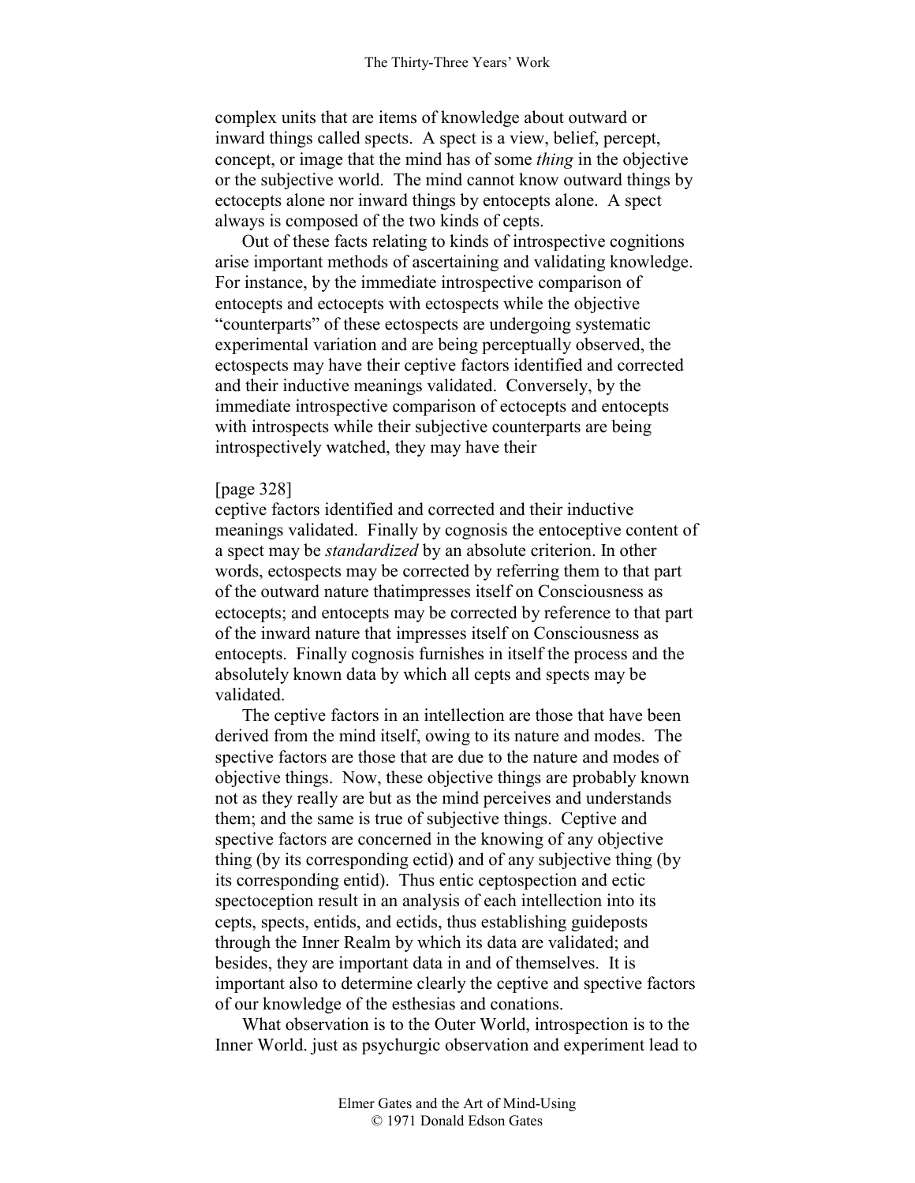complex units that are items of knowledge about outward or inward things called spects. A spect is a view, belief, percept, concept, or image that the mind has of some *thing* in the objective or the subjective world. The mind cannot know outward things by ectocepts alone nor inward things by entocepts alone. A spect always is composed of the two kinds of cepts.

Out of these facts relating to kinds of introspective cognitions arise important methods of ascertaining and validating knowledge. For instance, by the immediate introspective comparison of entocepts and ectocepts with ectospects while the objective "counterparts" of these ectospects are undergoing systematic experimental variation and are being perceptually observed, the ectospects may have their ceptive factors identified and corrected and their inductive meanings validated. Conversely, by the immediate introspective comparison of ectocepts and entocepts with introspects while their subjective counterparts are being introspectively watched, they may have their

[page 328]

ceptive factors identified and corrected and their inductive meanings validated. Finally by cognosis the entoceptive content of a spect may be *standardized* by an absolute criterion. In other words, ectospects may be corrected by referring them to that part of the outward nature thatimpresses itself on Consciousness as ectocepts; and entocepts may be corrected by reference to that part of the inward nature that impresses itself on Consciousness as entocepts. Finally cognosis furnishes in itself the process and the absolutely known data by which all cepts and spects may be validated.

The ceptive factors in an intellection are those that have been derived from the mind itself, owing to its nature and modes. The spective factors are those that are due to the nature and modes of objective things. Now, these objective things are probably known not as they really are but as the mind perceives and understands them; and the same is true of subjective things. Ceptive and spective factors are concerned in the knowing of any objective thing (by its corresponding ectid) and of any subjective thing (by its corresponding entid). Thus entic ceptospection and ectic spectoception result in an analysis of each intellection into its cepts, spects, entids, and ectids, thus establishing guideposts through the Inner Realm by which its data are validated; and besides, they are important data in and of themselves. It is important also to determine clearly the ceptive and spective factors of our knowledge of the esthesias and conations.

What observation is to the Outer World, introspection is to the Inner World. just as psychurgic observation and experiment lead to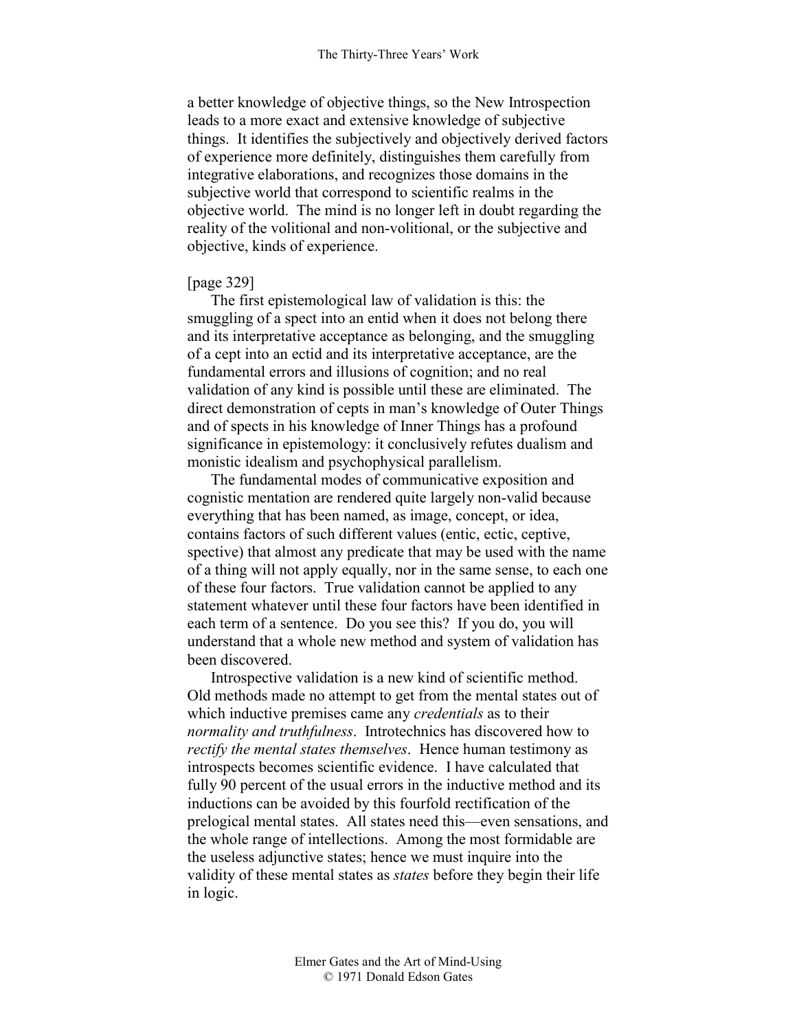a better knowledge of objective things, so the New Introspection leads to a more exact and extensive knowledge of subjective things. It identifies the subjectively and objectively derived factors of experience more definitely, distinguishes them carefully from integrative elaborations, and recognizes those domains in the subjective world that correspond to scientific realms in the objective world. The mind is no longer left in doubt regarding the reality of the volitional and non-volitional, or the subjective and objective, kinds of experience.

[page 329]

The first epistemological law of validation is this: the smuggling of a spect into an entid when it does not belong there and its interpretative acceptance as belonging, and the smuggling of a cept into an ectid and its interpretative acceptance, are the fundamental errors and illusions of cognition; and no real validation of any kind is possible until these are eliminated. The direct demonstration of cepts in man's knowledge of Outer Things and of spects in his knowledge of Inner Things has a profound significance in epistemology: it conclusively refutes dualism and monistic idealism and psychophysical parallelism.

The fundamental modes of communicative exposition and cognistic mentation are rendered quite largely non-valid because everything that has been named, as image, concept, or idea, contains factors of such different values (entic, ectic, ceptive, spective) that almost any predicate that may be used with the name of a thing will not apply equally, nor in the same sense, to each one of these four factors. True validation cannot be applied to any statement whatever until these four factors have been identified in each term of a sentence. Do you see this? If you do, you will understand that a whole new method and system of validation has been discovered.

Introspective validation is a new kind of scientific method. Old methods made no attempt to get from the mental states out of which inductive premises came any *credentials* as to their *normality and truthfulness*. Introtechnics has discovered how to *rectify the mental states themselves*. Hence human testimony as introspects becomes scientific evidence. I have calculated that fully 90 percent of the usual errors in the inductive method and its inductions can be avoided by this fourfold rectification of the prelogical mental states. All states need this—even sensations, and the whole range of intellections. Among the most formidable are the useless adjunctive states; hence we must inquire into the validity of these mental states as *states* before they begin their life in logic.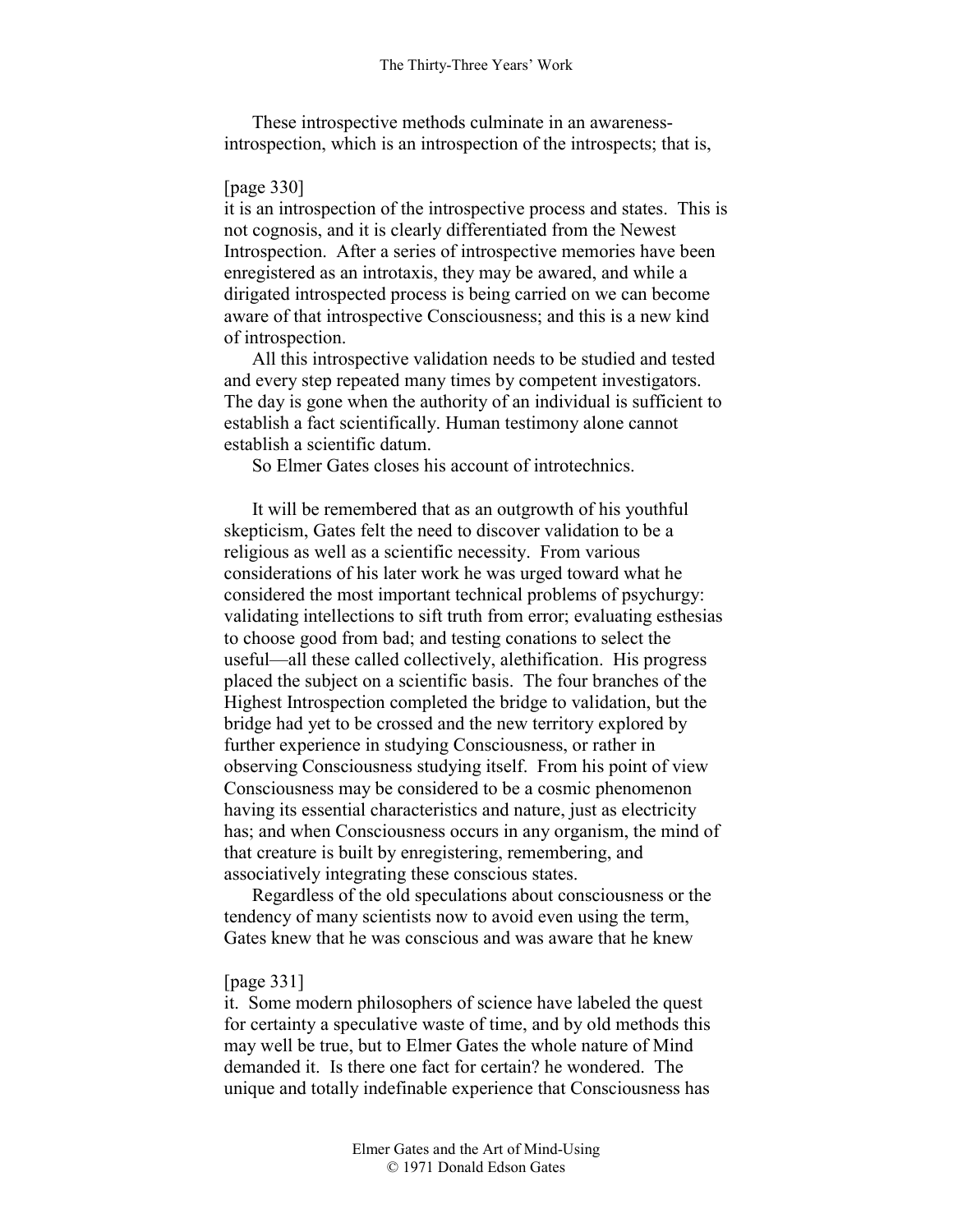These introspective methods culminate in an awareness-introspection, which is an introspection of the introspects; that is,

[page 330]
it is an introspection of the introspective process and states. This is not cognosis, and it is clearly differentiated from the Newest Introspection. After a series of introspective memories have been enregistered as an introtaxis, they may be awared, and while a dirigated introspected process is being carried on we can become aware of that introspective Consciousness; and this is a new kind of introspection.

All this introspective validation needs to be studied and tested and every step repeated many times by competent investigators. The day is gone when the authority of an individual is sufficient to establish a fact scientifically. Human testimony alone cannot establish a scientific datum.

So Elmer Gates closes his account of introtechnics.

It will be remembered that as an outgrowth of his youthful skepticism, Gates felt the need to discover validation to be a religious as well as a scientific necessity. From various considerations of his later work he was urged toward what he considered the most important technical problems of psychurgy: validating intellections to sift truth from error; evaluating esthesias to choose good from bad; and testing conations to select the useful—all these called collectively, alethification. His progress placed the subject on a scientific basis. The four branches of the Highest Introspection completed the bridge to validation, but the bridge had yet to be crossed and the new territory explored by further experience in studying Consciousness, or rather in observing Consciousness studying itself. From his point of view Consciousness may be considered to be a cosmic phenomenon having its essential characteristics and nature, just as electricity has; and when Consciousness occurs in any organism, the mind of that creature is built by enregistering, remembering, and associatively integrating these conscious states.

Regardless of the old speculations about consciousness or the tendency of many scientists now to avoid even using the term, Gates knew that he was conscious and was aware that he knew

[page 331]
it. Some modern philosophers of science have labeled the quest for certainty a speculative waste of time, and by old methods this may well be true, but to Elmer Gates the whole nature of Mind demanded it. Is there one fact for certain? he wondered. The unique and totally indefinable experience that Consciousness has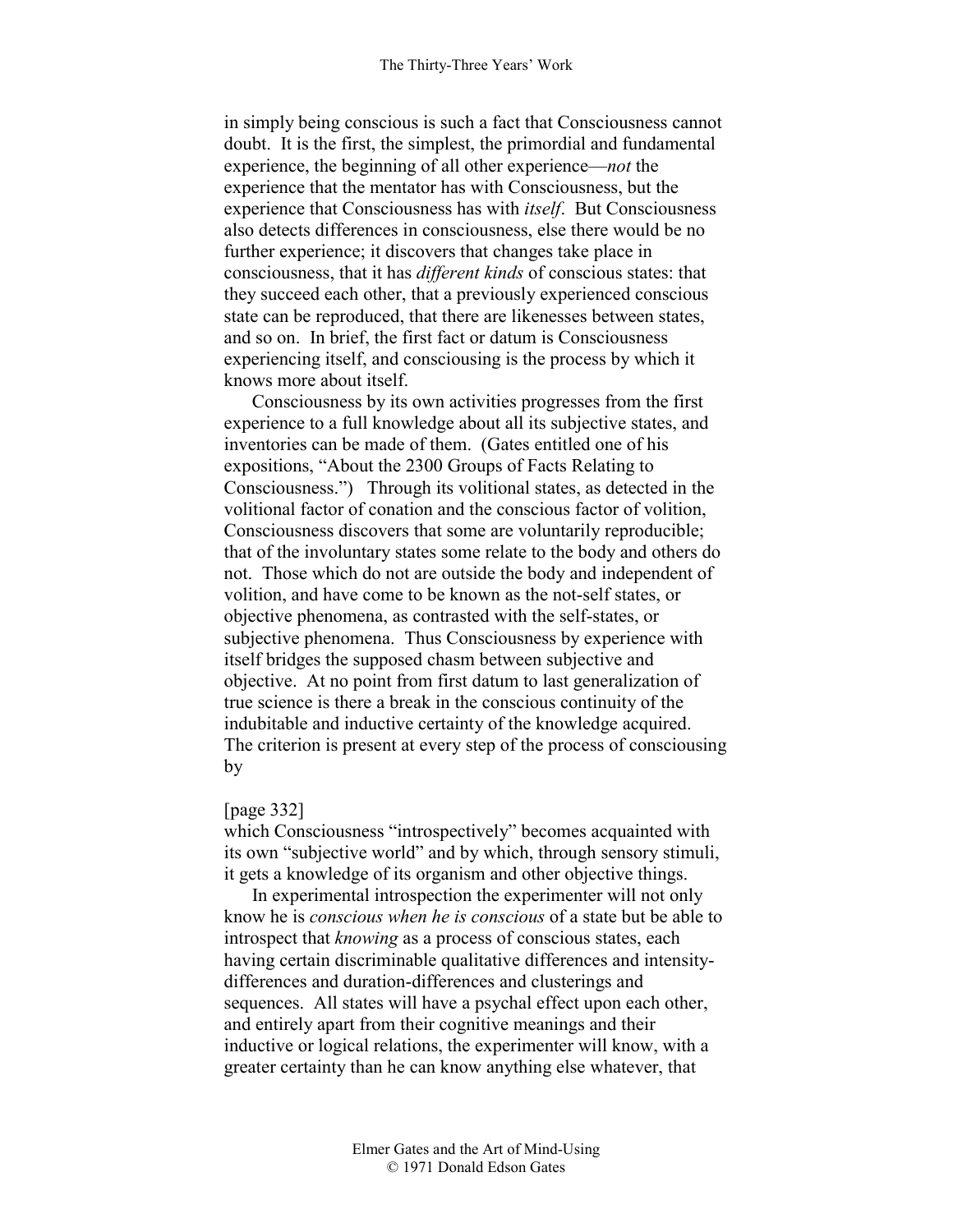in simply being conscious is such a fact that Consciousness cannot doubt. It is the first, the simplest, the primordial and fundamental experience, the beginning of all other experience—*not* the experience that the mentator has with Consciousness, but the experience that Consciousness has with *itself*. But Consciousness also detects differences in consciousness, else there would be no further experience; it discovers that changes take place in consciousness, that it has *different kinds* of conscious states: that they succeed each other, that a previously experienced conscious state can be reproduced, that there are likenesses between states, and so on. In brief, the first fact or datum is Consciousness experiencing itself, and consciousing is the process by which it knows more about itself.

Consciousness by its own activities progresses from the first experience to a full knowledge about all its subjective states, and inventories can be made of them. (Gates entitled one of his expositions, "About the 2300 Groups of Facts Relating to Consciousness.") Through its volitional states, as detected in the volitional factor of conation and the conscious factor of volition, Consciousness discovers that some are voluntarily reproducible; that of the involuntary states some relate to the body and others do not. Those which do not are outside the body and independent of volition, and have come to be known as the not-self states, or objective phenomena, as contrasted with the self-states, or subjective phenomena. Thus Consciousness by experience with itself bridges the supposed chasm between subjective and objective. At no point from first datum to last generalization of true science is there a break in the conscious continuity of the indubitable and inductive certainty of the knowledge acquired. The criterion is present at every step of the process of consciousing by

[page 332]

which Consciousness "introspectively" becomes acquainted with its own "subjective world" and by which, through sensory stimuli, it gets a knowledge of its organism and other objective things.

In experimental introspection the experimenter will not only know he is *conscious when he is conscious* of a state but be able to introspect that *knowing* as a process of conscious states, each having certain discriminable qualitative differences and intensity-differences and duration-differences and clusterings and sequences. All states will have a psychal effect upon each other, and entirely apart from their cognitive meanings and their inductive or logical relations, the experimenter will know, with a greater certainty than he can know anything else whatever, that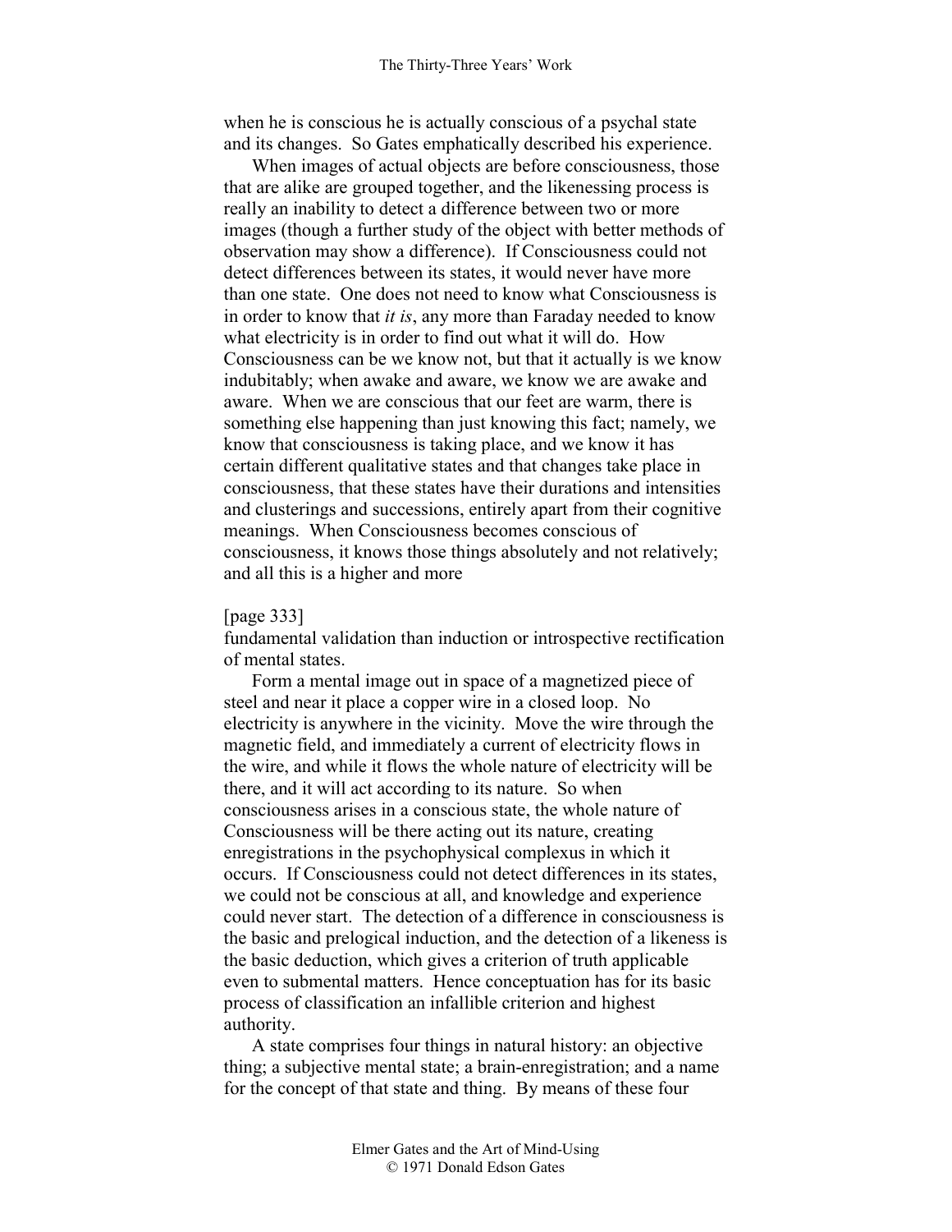when he is conscious he is actually conscious of a psychal state and its changes. So Gates emphatically described his experience.

When images of actual objects are before consciousness, those that are alike are grouped together, and the likenessing process is really an inability to detect a difference between two or more images (though a further study of the object with better methods of observation may show a difference). If Consciousness could not detect differences between its states, it would never have more than one state. One does not need to know what Consciousness is in order to know that *it is*, any more than Faraday needed to know what electricity is in order to find out what it will do. How Consciousness can be we know not, but that it actually is we know indubitably; when awake and aware, we know we are awake and aware. When we are conscious that our feet are warm, there is something else happening than just knowing this fact; namely, we know that consciousness is taking place, and we know it has certain different qualitative states and that changes take place in consciousness, that these states have their durations and intensities and clusterings and successions, entirely apart from their cognitive meanings. When Consciousness becomes conscious of consciousness, it knows those things absolutely and not relatively; and all this is a higher and more

[page 333]
fundamental validation than induction or introspective rectification of mental states.

Form a mental image out in space of a magnetized piece of steel and near it place a copper wire in a closed loop. No electricity is anywhere in the vicinity. Move the wire through the magnetic field, and immediately a current of electricity flows in the wire, and while it flows the whole nature of electricity will be there, and it will act according to its nature. So when consciousness arises in a conscious state, the whole nature of Consciousness will be there acting out its nature, creating enregistrations in the psychophysical complexus in which it occurs. If Consciousness could not detect differences in its states, we could not be conscious at all, and knowledge and experience could never start. The detection of a difference in consciousness is the basic and prelogical induction, and the detection of a likeness is the basic deduction, which gives a criterion of truth applicable even to submental matters. Hence conceptuation has for its basic process of classification an infallible criterion and highest authority.

A state comprises four things in natural history: an objective thing; a subjective mental state; a brain-enregistration; and a name for the concept of that state and thing. By means of these four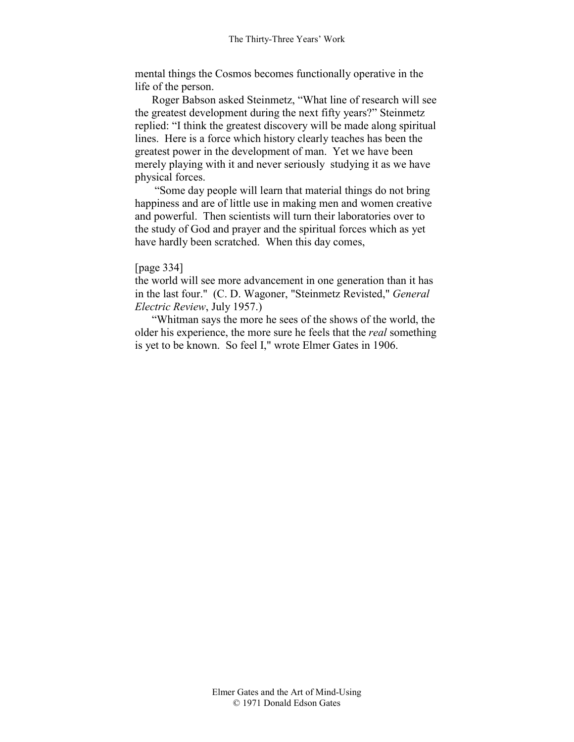mental things the Cosmos becomes functionally operative in the life of the person.

Roger Babson asked Steinmetz, "What line of research will see the greatest development during the next fifty years?" Steinmetz replied: "I think the greatest discovery will be made along spiritual lines. Here is a force which history clearly teaches has been the greatest power in the development of man. Yet we have been merely playing with it and never seriously studying it as we have physical forces.

"Some day people will learn that material things do not bring happiness and are of little use in making men and women creative and powerful. Then scientists will turn their laboratories over to the study of God and prayer and the spiritual forces which as yet have hardly been scratched. When this day comes,

[page 334]

the world will see more advancement in one generation than it has in the last four." (C. D. Wagoner, "Steinmetz Revisted," *General Electric Review*, July 1957.)

"Whitman says the more he sees of the shows of the world, the older his experience, the more sure he feels that the *real* something is yet to be known. So feel I," wrote Elmer Gates in 1906.